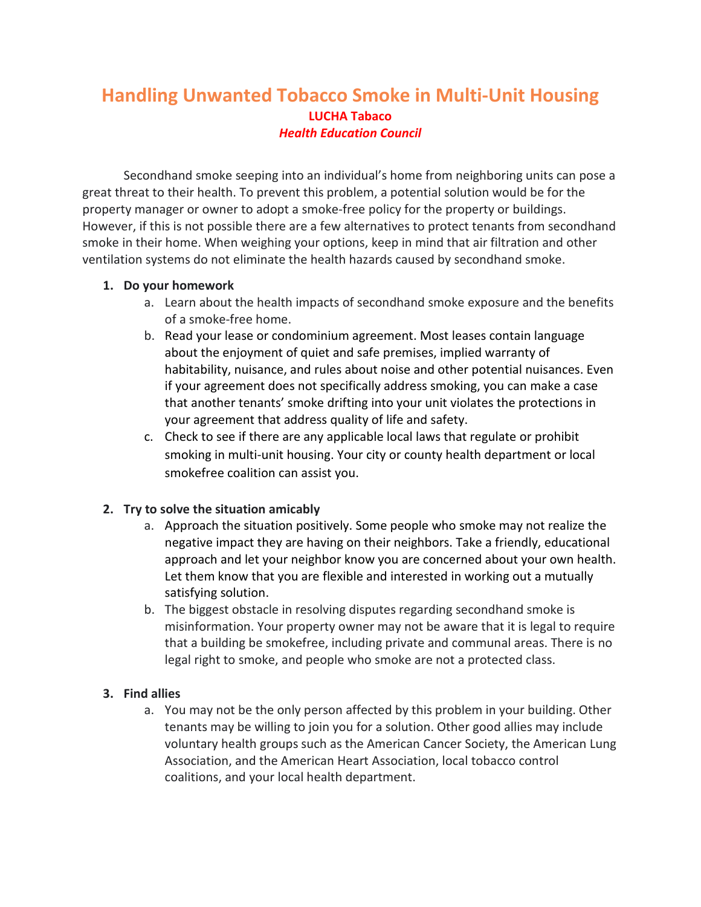# Handling Unwanted Tobacco Smoke in Multi-Unit Housing

**LUCHA Tabaco**

***Health Education Council***

Secondhand smoke seeping into an individual's home from neighboring units can pose a great threat to their health. To prevent this problem, a potential solution would be for the property manager or owner to adopt a smoke-free policy for the property or buildings. However, if this is not possible there are a few alternatives to protect tenants from secondhand smoke in their home. When weighing your options, keep in mind that air filtration and other ventilation systems do not eliminate the health hazards caused by secondhand smoke.

1. **Do your homework**
   a. Learn about the health impacts of secondhand smoke exposure and the benefits of a smoke-free home.
   b. Read your lease or condominium agreement. Most leases contain language about the enjoyment of quiet and safe premises, implied warranty of habitability, nuisance, and rules about noise and other potential nuisances. Even if your agreement does not specifically address smoking, you can make a case that another tenants' smoke drifting into your unit violates the protections in your agreement that address quality of life and safety.
   c. Check to see if there are any applicable local laws that regulate or prohibit smoking in multi-unit housing. Your city or county health department or local smokefree coalition can assist you.

2. **Try to solve the situation amicably**
   a. Approach the situation positively. Some people who smoke may not realize the negative impact they are having on their neighbors. Take a friendly, educational approach and let your neighbor know you are concerned about your own health. Let them know that you are flexible and interested in working out a mutually satisfying solution.
   b. The biggest obstacle in resolving disputes regarding secondhand smoke is misinformation. Your property owner may not be aware that it is legal to require that a building be smokefree, including private and communal areas. There is no legal right to smoke, and people who smoke are not a protected class.

3. **Find allies**
   a. You may not be the only person affected by this problem in your building. Other tenants may be willing to join you for a solution. Other good allies may include voluntary health groups such as the American Cancer Society, the American Lung Association, and the American Heart Association, local tobacco control coalitions, and your local health department.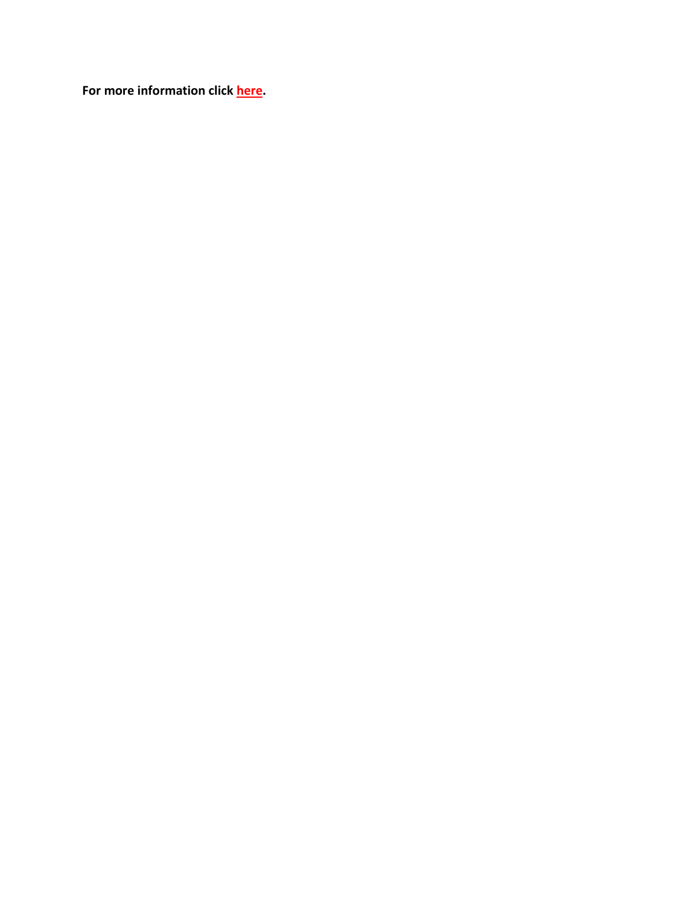**For more information click here.**